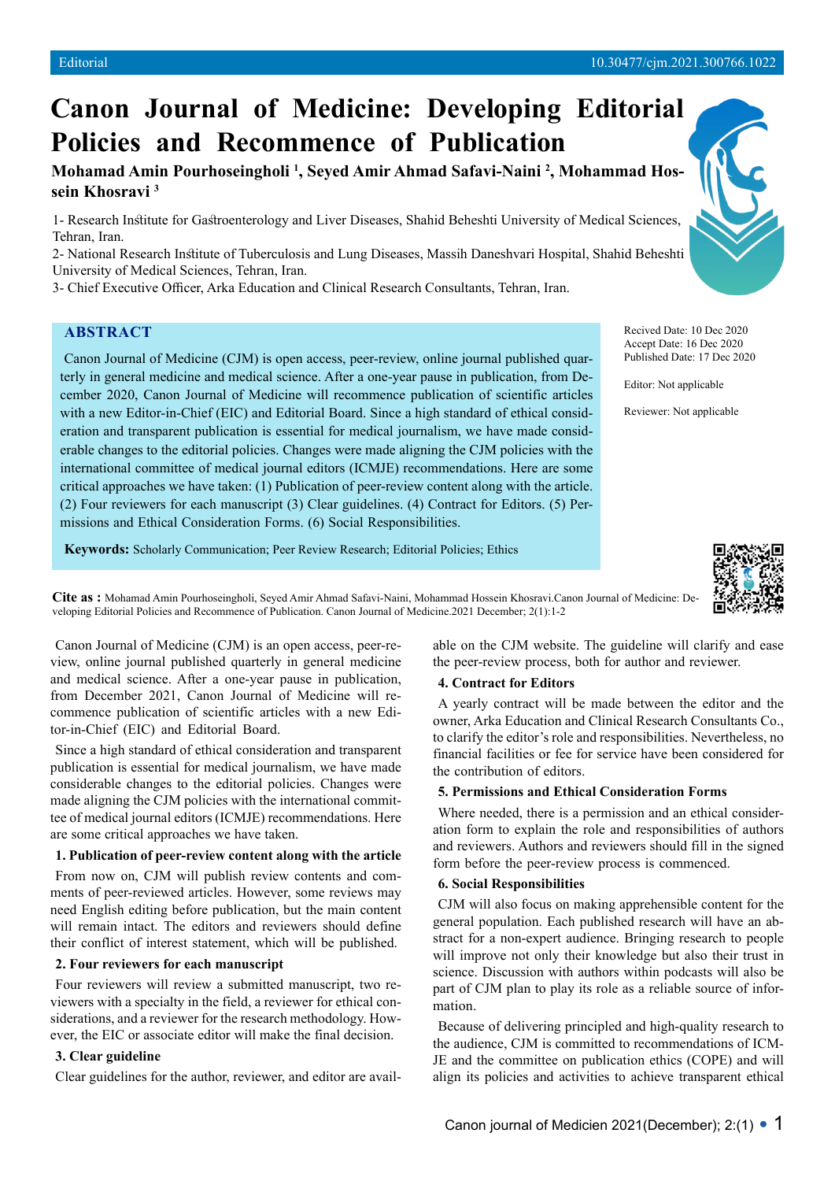Editorial

10.30477/cjm.2021.300766.1022

# Canon Journal of Medicine: Developing Editorial Policies and Recommence of Publication

**Mohamad Amin Pourhoseingholi [1], Seyed Amir Ahmad Safavi-Naini [2], Mohammad Hossein Khosravi [3]**

1- Research Institute for Gastroenterology and Liver Diseases, Shahid Beheshti University of Medical Sciences, Tehran, Iran.
2- National Research Institute of Tuberculosis and Lung Diseases, Massih Daneshvari Hospital, Shahid Beheshti University of Medical Sciences, Tehran, Iran.
3- Chief Executive Officer, Arka Education and Clinical Research Consultants, Tehran, Iran.

## ABSTRACT

Canon Journal of Medicine (CJM) is open access, peer-review, online journal published quarterly in general medicine and medical science. After a one-year pause in publication, from December 2020, Canon Journal of Medicine will recommence publication of scientific articles with a new Editor-in-Chief (EIC) and Editorial Board. Since a high standard of ethical consideration and transparent publication is essential for medical journalism, we have made considerable changes to the editorial policies. Changes were made aligning the CJM policies with the international committee of medical journal editors (ICMJE) recommendations. Here are some critical approaches we have taken: (1) Publication of peer-review content along with the article. (2) Four reviewers for each manuscript (3) Clear guidelines. (4) Contract for Editors. (5) Permissions and Ethical Consideration Forms. (6) Social Responsibilities.

**Keywords:** Scholarly Communication; Peer Review Research; Editorial Policies; Ethics

Recived Date: 10 Dec 2020
Accept Date: 16 Dec 2020
Published Date: 17 Dec 2020

Editor: Not applicable

Reviewer: Not applicable

**Cite as :** Mohamad Amin Pourhoseingholi, Seyed Amir Ahmad Safavi-Naini, Mohammad Hossein Khosravi.Canon Journal of Medicine: Developing Editorial Policies and Recommence of Publication. Canon Journal of Medicine.2021 December; 2(1):1-2

Canon Journal of Medicine (CJM) is an open access, peer-review, online journal published quarterly in general medicine and medical science. After a one-year pause in publication, from December 2021, Canon Journal of Medicine will recommence publication of scientific articles with a new Editor-in-Chief (EIC) and Editorial Board.

Since a high standard of ethical consideration and transparent publication is essential for medical journalism, we have made considerable changes to the editorial policies. Changes were made aligning the CJM policies with the international committee of medical journal editors (ICMJE) recommendations. Here are some critical approaches we have taken.

### 1. Publication of peer-review content along with the article

From now on, CJM will publish review contents and comments of peer-reviewed articles. However, some reviews may need English editing before publication, but the main content will remain intact. The editors and reviewers should define their conflict of interest statement, which will be published.

### 2. Four reviewers for each manuscript

Four reviewers will review a submitted manuscript, two reviewers with a specialty in the field, a reviewer for ethical considerations, and a reviewer for the research methodology. However, the EIC or associate editor will make the final decision.

### 3. Clear guideline

Clear guidelines for the author, reviewer, and editor are available on the CJM website. The guideline will clarify and ease the peer-review process, both for author and reviewer.

### 4. Contract for Editors

A yearly contract will be made between the editor and the owner, Arka Education and Clinical Research Consultants Co., to clarify the editor's role and responsibilities. Nevertheless, no financial facilities or fee for service have been considered for the contribution of editors.

### 5. Permissions and Ethical Consideration Forms

Where needed, there is a permission and an ethical consideration form to explain the role and responsibilities of authors and reviewers. Authors and reviewers should fill in the signed form before the peer-review process is commenced.

### 6. Social Responsibilities

CJM will also focus on making apprehensible content for the general population. Each published research will have an abstract for a non-expert audience. Bringing research to people will improve not only their knowledge but also their trust in science. Discussion with authors within podcasts will also be part of CJM plan to play its role as a reliable source of information.

Because of delivering principled and high-quality research to the audience, CJM is committed to recommendations of ICMJE and the committee on publication ethics (COPE) and will align its policies and activities to achieve transparent ethical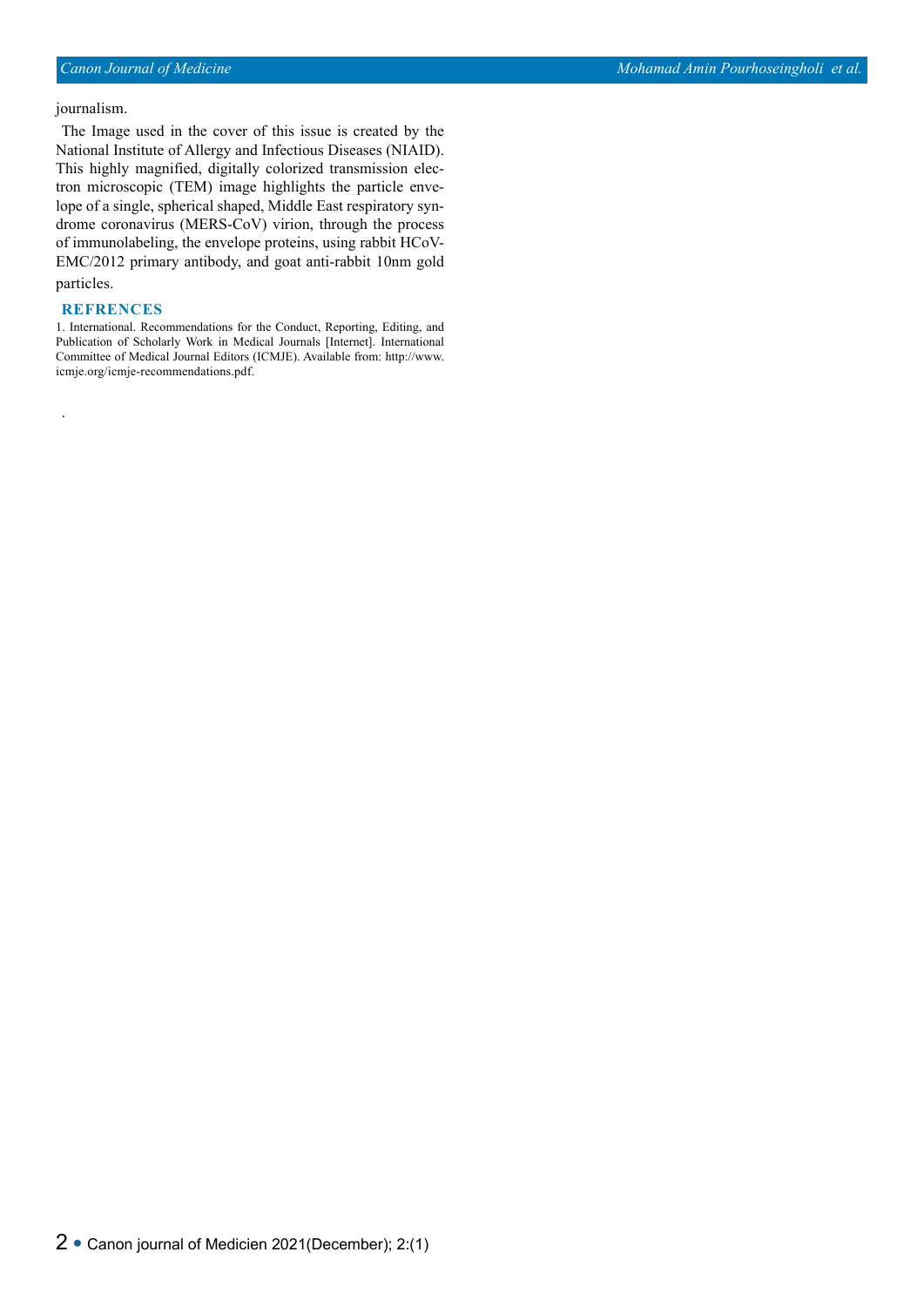journalism.

The Image used in the cover of this issue is created by the National Institute of Allergy and Infectious Diseases (NIAID). This highly magnified, digitally colorized transmission electron microscopic (TEM) image highlights the particle envelope of a single, spherical shaped, Middle East respiratory syndrome coronavirus (MERS-CoV) virion, through the process of immunolabeling, the envelope proteins, using rabbit HCoV-EMC/2012 primary antibody, and goat anti-rabbit 10nm gold particles.

## REFRENCES

1. International. Recommendations for the Conduct, Reporting, Editing, and Publication of Scholarly Work in Medical Journals [Internet]. International Committee of Medical Journal Editors (ICMJE). Available from: http://www.icmje.org/icmje-recommendations.pdf.

.